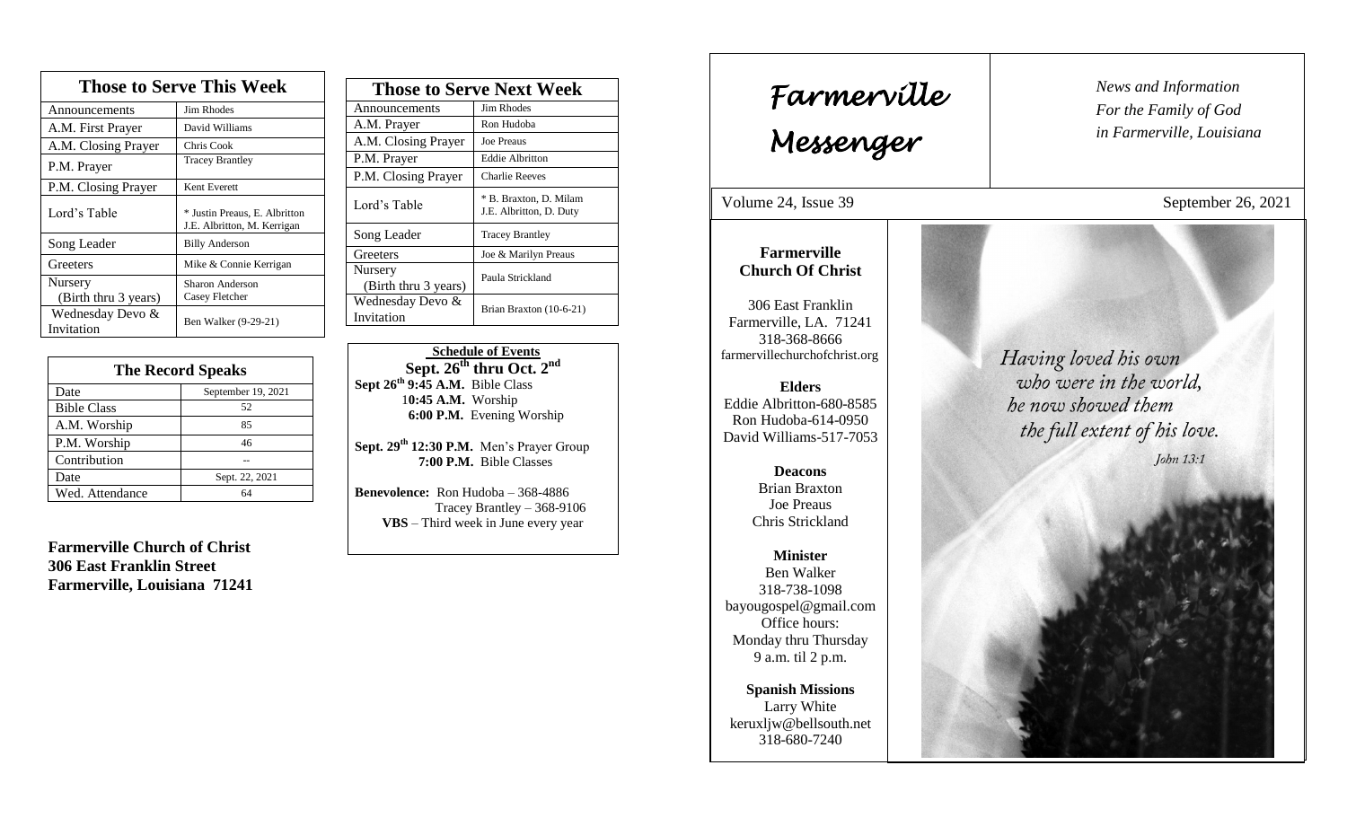## Those to Serve This Week

| Those to Serve This Week | |
|---|---|
| Announcements | Jim Rhodes |
| A.M. First Prayer | David Williams |
| A.M. Closing Prayer | Chris Cook |
| P.M. Prayer | Tracey Brantley |
| P.M. Closing Prayer | Kent Everett |
| Lord's Table | * Justin Preaus, E. Albritton J.E. Albritton, M. Kerrigan |
| Song Leader | Billy Anderson |
| Greeters | Mike & Connie Kerrigan |
| Nursery (Birth thru 3 years) | Sharon Anderson Casey Fletcher |
| Wednesday Devo & Invitation | Ben Walker (9-29-21) |

## The Record Speaks

| The Record Speaks | |
|---|---|
| Date | September 19, 2021 |
| Bible Class | 52 |
| A.M. Worship | 85 |
| P.M. Worship | 46 |
| Contribution | -- |
| Date | Sept. 22, 2021 |
| Wed. Attendance | 64 |

**Farmerville Church of Christ**
**306 East Franklin Street**
**Farmerville, Louisiana 71241**

## Those to Serve Next Week

| Those to Serve Next Week | |
|---|---|
| Announcements | Jim Rhodes |
| A.M. Prayer | Ron Hudoba |
| A.M. Closing Prayer | Joe Preaus |
| P.M. Prayer | Eddie Albritton |
| P.M. Closing Prayer | Charlie Reeves |
| Lord's Table | * B. Braxton, D. Milam J.E. Albritton, D. Duty |
| Song Leader | Tracey Brantley |
| Greeters | Joe & Marilyn Preaus |
| Nursery (Birth thru 3 years) | Paula Strickland |
| Wednesday Devo & Invitation | Brian Braxton (10-6-21) |

## Schedule of Events

**Sept. 26th thru Oct. 2nd**

**Sept 26th 9:45 A.M.** Bible Class
**10:45 A.M.** Worship
**6:00 P.M.** Evening Worship

**Sept. 29th 12:30 P.M.** Men's Prayer Group
**7:00 P.M.** Bible Classes

**Benevolence:** Ron Hudoba – 368-4886
Tracey Brantley – 368-9106
**VBS** – Third week in June every year

# Farmerville Messenger

*News and Information For the Family of God in Farmerville, Louisiana*

Volume 24, Issue 39 — September 26, 2021

**Farmerville Church Of Christ**

306 East Franklin
Farmerville, LA. 71241
318-368-8666
farmervillechurchofchrist.org

**Elders**
Eddie Albritton-680-8585
Ron Hudoba-614-0950
David Williams-517-7053

**Deacons**
Brian Braxton
Joe Preaus
Chris Strickland

**Minister**
Ben Walker
318-738-1098
bayougospel@gmail.com
Office hours:
Monday thru Thursday
9 a.m. til 2 p.m.

**Spanish Missions**
Larry White
keruxljw@bellsouth.net
318-680-7240

*Having loved his own who were in the world, he now showed them the full extent of his love.*

*John 13:1*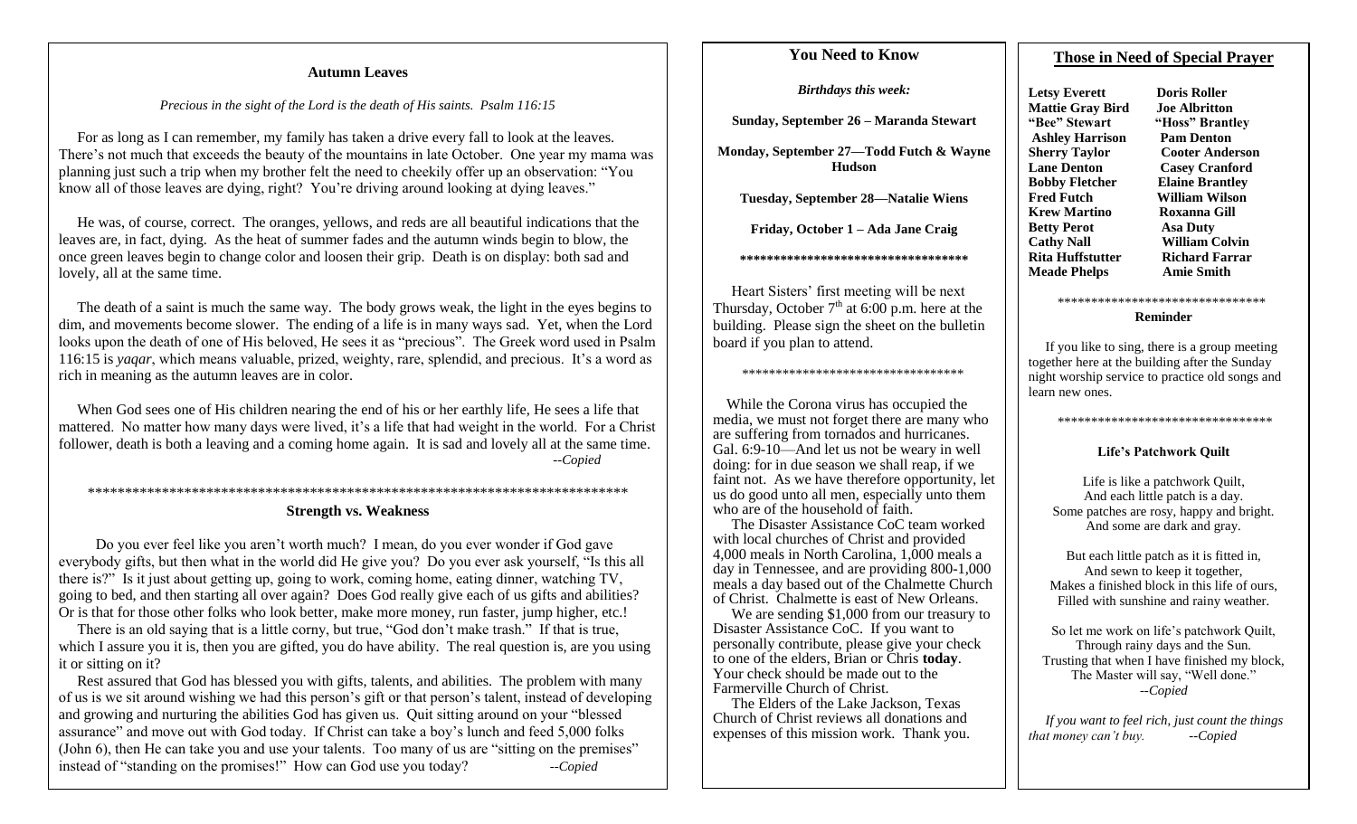## Autumn Leaves

*Precious in the sight of the Lord is the death of His saints. Psalm 116:15*

For as long as I can remember, my family has taken a drive every fall to look at the leaves. There's not much that exceeds the beauty of the mountains in late October. One year my mama was planning just such a trip when my brother felt the need to cheekily offer up an observation: "You know all of those leaves are dying, right? You're driving around looking at dying leaves."

He was, of course, correct. The oranges, yellows, and reds are all beautiful indications that the leaves are, in fact, dying. As the heat of summer fades and the autumn winds begin to blow, the once green leaves begin to change color and loosen their grip. Death is on display: both sad and lovely, all at the same time.

The death of a saint is much the same way. The body grows weak, the light in the eyes begins to dim, and movements become slower. The ending of a life is in many ways sad. Yet, when the Lord looks upon the death of one of His beloved, He sees it as "precious". The Greek word used in Psalm 116:15 is *yaqar*, which means valuable, prized, weighty, rare, splendid, and precious. It's a word as rich in meaning as the autumn leaves are in color.

When God sees one of His children nearing the end of his or her earthly life, He sees a life that mattered. No matter how many days were lived, it's a life that had weight in the world. For a Christ follower, death is both a leaving and a coming home again. It is sad and lovely all at the same time.

*--Copied*

*****************************************************************************

## Strength vs. Weakness

Do you ever feel like you aren't worth much? I mean, do you ever wonder if God gave everybody gifts, but then what in the world did He give you? Do you ever ask yourself, "Is this all there is?" Is it just about getting up, going to work, coming home, eating dinner, watching TV, going to bed, and then starting all over again? Does God really give each of us gifts and abilities? Or is that for those other folks who look better, make more money, run faster, jump higher, etc.!

There is an old saying that is a little corny, but true, "God don't make trash." If that is true, which I assure you it is, then you are gifted, you do have ability. The real question is, are you using it or sitting on it?

Rest assured that God has blessed you with gifts, talents, and abilities. The problem with many of us is we sit around wishing we had this person's gift or that person's talent, instead of developing and growing and nurturing the abilities God has given us. Quit sitting around on your "blessed assurance" and move out with God today. If Christ can take a boy's lunch and feed 5,000 folks (John 6), then He can take you and use your talents. Too many of us are "sitting on the premises" instead of "standing on the promises!" How can God use you today?

*--Copied*

## You Need to Know

***Birthdays this week:***

**Sunday, September 26 – Maranda Stewart**

**Monday, September 27—Todd Futch & Wayne Hudson**

**Tuesday, September 28—Natalie Wiens**

**Friday, October 1 – Ada Jane Craig**

**************************************

Heart Sisters' first meeting will be next Thursday, October 7th at 6:00 p.m. here at the building. Please sign the sheet on the bulletin board if you plan to attend.

**************************************

While the Corona virus has occupied the media, we must not forget there are many who are suffering from tornados and hurricanes. Gal. 6:9-10—And let us not be weary in well doing: for in due season we shall reap, if we faint not. As we have therefore opportunity, let us do good unto all men, especially unto them who are of the household of faith.

The Disaster Assistance CoC team worked with local churches of Christ and provided 4,000 meals in North Carolina, 1,000 meals a day in Tennessee, and are providing 800-1,000 meals a day based out of the Chalmette Church of Christ. Chalmette is east of New Orleans.

We are sending $1,000 from our treasury to Disaster Assistance CoC. If you want to personally contribute, please give your check to one of the elders, Brian or Chris **today**. Your check should be made out to the Farmerville Church of Christ.

The Elders of the Lake Jackson, Texas Church of Christ reviews all donations and expenses of this mission work. Thank you.

## Those in Need of Special Prayer

**Letsy Everett**
**Mattie Gray Bird**
**"Bee" Stewart**
**Ashley Harrison**
**Sherry Taylor**
**Lane Denton**
**Bobby Fletcher**
**Fred Futch**
**Krew Martino**
**Betty Perot**
**Cathy Nall**
**Rita Huffstutter**
**Meade Phelps**
**Doris Roller**
**Joe Albritton**
**"Hoss" Brantley**
**Pam Denton**
**Cooter Anderson**
**Casey Cranford**
**Elaine Brantley**
**William Wilson**
**Roxanna Gill**
**Asa Duty**
**William Colvin**
**Richard Farrar**
**Amie Smith**

*******************************

**Reminder**

If you like to sing, there is a group meeting together here at the building after the Sunday night worship service to practice old songs and learn new ones.

********************************

**Life's Patchwork Quilt**

Life is like a patchwork Quilt,
And each little patch is a day.
Some patches are rosy, happy and bright.
And some are dark and gray.

But each little patch as it is fitted in,
And sewn to keep it together,
Makes a finished block in this life of ours,
Filled with sunshine and rainy weather.

So let me work on life's patchwork Quilt,
Through rainy days and the Sun.
Trusting that when I have finished my block,
The Master will say, "Well done."
*--Copied*

*If you want to feel rich, just count the things that money can't buy.* *--Copied*